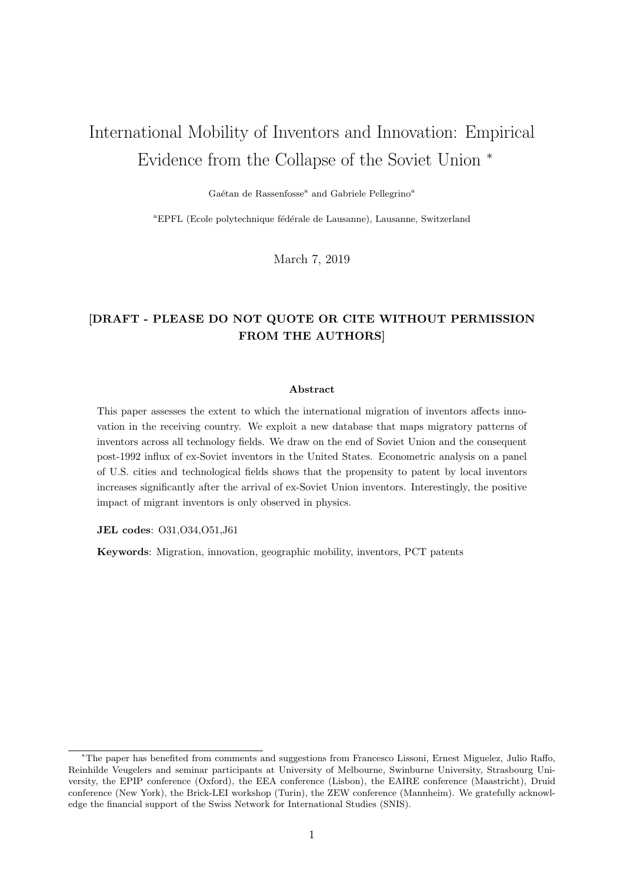# International Mobility of Inventors and Innovation: Empirical Evidence from the Collapse of the Soviet Union *

Gaétan de Rassenfosse[a] and Gabriele Pellegrino[a]

[a]EPFL (Ecole polytechnique fédérale de Lausanne), Lausanne, Switzerland

March 7, 2019

**[DRAFT - PLEASE DO NOT QUOTE OR CITE WITHOUT PERMISSION FROM THE AUTHORS]**

### Abstract

This paper assesses the extent to which the international migration of inventors affects innovation in the receiving country. We exploit a new database that maps migratory patterns of inventors across all technology fields. We draw on the end of Soviet Union and the consequent post-1992 influx of ex-Soviet inventors in the United States. Econometric analysis on a panel of U.S. cities and technological fields shows that the propensity to patent by local inventors increases significantly after the arrival of ex-Soviet Union inventors. Interestingly, the positive impact of migrant inventors is only observed in physics.

**JEL codes**: O31,O34,O51,J61

**Keywords**: Migration, innovation, geographic mobility, inventors, PCT patents

---

*The paper has benefited from comments and suggestions from Francesco Lissoni, Ernest Miguelez, Julio Raffo, Reinhilde Veugelers and seminar participants at University of Melbourne, Swinburne University, Strasbourg University, the EPIP conference (Oxford), the EEA conference (Lisbon), the EAIRE conference (Maastricht), Druid conference (New York), the Brick-LEI workshop (Turin), the ZEW conference (Mannheim). We gratefully acknowledge the financial support of the Swiss Network for International Studies (SNIS).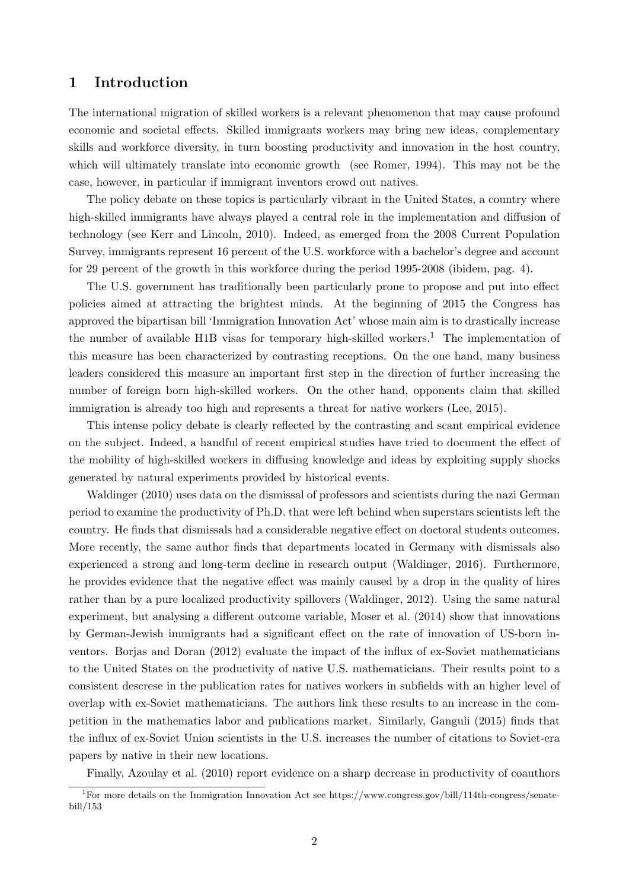## 1 Introduction

The international migration of skilled workers is a relevant phenomenon that may cause profound economic and societal effects. Skilled immigrants workers may bring new ideas, complementary skills and workforce diversity, in turn boosting productivity and innovation in the host country, which will ultimately translate into economic growth (see Romer, 1994). This may not be the case, however, in particular if immigrant inventors crowd out natives.

The policy debate on these topics is particularly vibrant in the United States, a country where high-skilled immigrants have always played a central role in the implementation and diffusion of technology (see Kerr and Lincoln, 2010). Indeed, as emerged from the 2008 Current Population Survey, immigrants represent 16 percent of the U.S. workforce with a bachelor's degree and account for 29 percent of the growth in this workforce during the period 1995-2008 (ibidem, pag. 4).

The U.S. government has traditionally been particularly prone to propose and put into effect policies aimed at attracting the brightest minds. At the beginning of 2015 the Congress has approved the bipartisan bill 'Immigration Innovation Act' whose main aim is to drastically increase the number of available H1B visas for temporary high-skilled workers.[1] The implementation of this measure has been characterized by contrasting receptions. On the one hand, many business leaders considered this measure an important first step in the direction of further increasing the number of foreign born high-skilled workers. On the other hand, opponents claim that skilled immigration is already too high and represents a threat for native workers (Lee, 2015).

This intense policy debate is clearly reflected by the contrasting and scant empirical evidence on the subject. Indeed, a handful of recent empirical studies have tried to document the effect of the mobility of high-skilled workers in diffusing knowledge and ideas by exploiting supply shocks generated by natural experiments provided by historical events.

Waldinger (2010) uses data on the dismissal of professors and scientists during the nazi German period to examine the productivity of Ph.D. that were left behind when superstars scientists left the country. He finds that dismissals had a considerable negative effect on doctoral students outcomes. More recently, the same author finds that departments located in Germany with dismissals also experienced a strong and long-term decline in research output (Waldinger, 2016). Furthermore, he provides evidence that the negative effect was mainly caused by a drop in the quality of hires rather than by a pure localized productivity spillovers (Waldinger, 2012). Using the same natural experiment, but analysing a different outcome variable, Moser et al. (2014) show that innovations by German-Jewish immigrants had a significant effect on the rate of innovation of US-born inventors. Borjas and Doran (2012) evaluate the impact of the influx of ex-Soviet mathematicians to the United States on the productivity of native U.S. mathematicians. Their results point to a consistent descrese in the publication rates for natives workers in subfields with an higher level of overlap with ex-Soviet mathematicians. The authors link these results to an increase in the competition in the mathematics labor and publications market. Similarly, Ganguli (2015) finds that the influx of ex-Soviet Union scientists in the U.S. increases the number of citations to Soviet-era papers by native in their new locations.

Finally, Azoulay et al. (2010) report evidence on a sharp decrease in productivity of coauthors

[1] For more details on the Immigration Innovation Act see https://www.congress.gov/bill/114th-congress/senate-bill/153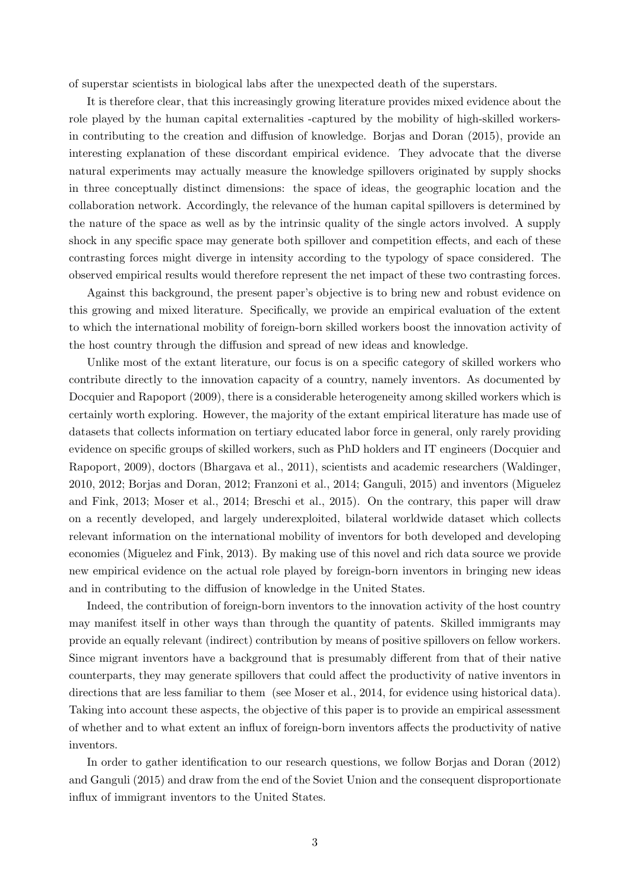of superstar scientists in biological labs after the unexpected death of the superstars.

It is therefore clear, that this increasingly growing literature provides mixed evidence about the role played by the human capital externalities -captured by the mobility of high-skilled workers- in contributing to the creation and diffusion of knowledge. Borjas and Doran (2015), provide an interesting explanation of these discordant empirical evidence. They advocate that the diverse natural experiments may actually measure the knowledge spillovers originated by supply shocks in three conceptually distinct dimensions: the space of ideas, the geographic location and the collaboration network. Accordingly, the relevance of the human capital spillovers is determined by the nature of the space as well as by the intrinsic quality of the single actors involved. A supply shock in any specific space may generate both spillover and competition effects, and each of these contrasting forces might diverge in intensity according to the typology of space considered. The observed empirical results would therefore represent the net impact of these two contrasting forces.

Against this background, the present paper's objective is to bring new and robust evidence on this growing and mixed literature. Specifically, we provide an empirical evaluation of the extent to which the international mobility of foreign-born skilled workers boost the innovation activity of the host country through the diffusion and spread of new ideas and knowledge.

Unlike most of the extant literature, our focus is on a specific category of skilled workers who contribute directly to the innovation capacity of a country, namely inventors. As documented by Docquier and Rapoport (2009), there is a considerable heterogeneity among skilled workers which is certainly worth exploring. However, the majority of the extant empirical literature has made use of datasets that collects information on tertiary educated labor force in general, only rarely providing evidence on specific groups of skilled workers, such as PhD holders and IT engineers (Docquier and Rapoport, 2009), doctors (Bhargava et al., 2011), scientists and academic researchers (Waldinger, 2010, 2012; Borjas and Doran, 2012; Franzoni et al., 2014; Ganguli, 2015) and inventors (Miguelez and Fink, 2013; Moser et al., 2014; Breschi et al., 2015). On the contrary, this paper will draw on a recently developed, and largely underexploited, bilateral worldwide dataset which collects relevant information on the international mobility of inventors for both developed and developing economies (Miguelez and Fink, 2013). By making use of this novel and rich data source we provide new empirical evidence on the actual role played by foreign-born inventors in bringing new ideas and in contributing to the diffusion of knowledge in the United States.

Indeed, the contribution of foreign-born inventors to the innovation activity of the host country may manifest itself in other ways than through the quantity of patents. Skilled immigrants may provide an equally relevant (indirect) contribution by means of positive spillovers on fellow workers. Since migrant inventors have a background that is presumably different from that of their native counterparts, they may generate spillovers that could affect the productivity of native inventors in directions that are less familiar to them (see Moser et al., 2014, for evidence using historical data). Taking into account these aspects, the objective of this paper is to provide an empirical assessment of whether and to what extent an influx of foreign-born inventors affects the productivity of native inventors.

In order to gather identification to our research questions, we follow Borjas and Doran (2012) and Ganguli (2015) and draw from the end of the Soviet Union and the consequent disproportionate influx of immigrant inventors to the United States.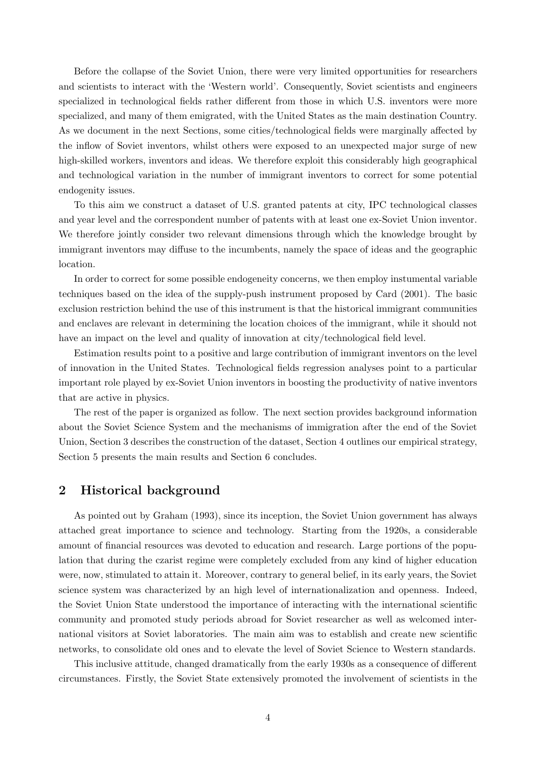Before the collapse of the Soviet Union, there were very limited opportunities for researchers and scientists to interact with the 'Western world'. Consequently, Soviet scientists and engineers specialized in technological fields rather different from those in which U.S. inventors were more specialized, and many of them emigrated, with the United States as the main destination Country. As we document in the next Sections, some cities/technological fields were marginally affected by the inflow of Soviet inventors, whilst others were exposed to an unexpected major surge of new high-skilled workers, inventors and ideas. We therefore exploit this considerably high geographical and technological variation in the number of immigrant inventors to correct for some potential endogenity issues.

To this aim we construct a dataset of U.S. granted patents at city, IPC technological classes and year level and the correspondent number of patents with at least one ex-Soviet Union inventor. We therefore jointly consider two relevant dimensions through which the knowledge brought by immigrant inventors may diffuse to the incumbents, namely the space of ideas and the geographic location.

In order to correct for some possible endogeneity concerns, we then employ instumental variable techniques based on the idea of the supply-push instrument proposed by Card (2001). The basic exclusion restriction behind the use of this instrument is that the historical immigrant communities and enclaves are relevant in determining the location choices of the immigrant, while it should not have an impact on the level and quality of innovation at city/technological field level.

Estimation results point to a positive and large contribution of immigrant inventors on the level of innovation in the United States. Technological fields regression analyses point to a particular important role played by ex-Soviet Union inventors in boosting the productivity of native inventors that are active in physics.

The rest of the paper is organized as follow. The next section provides background information about the Soviet Science System and the mechanisms of immigration after the end of the Soviet Union, Section 3 describes the construction of the dataset, Section 4 outlines our empirical strategy, Section 5 presents the main results and Section 6 concludes.

## 2 Historical background

As pointed out by Graham (1993), since its inception, the Soviet Union government has always attached great importance to science and technology. Starting from the 1920s, a considerable amount of financial resources was devoted to education and research. Large portions of the population that during the czarist regime were completely excluded from any kind of higher education were, now, stimulated to attain it. Moreover, contrary to general belief, in its early years, the Soviet science system was characterized by an high level of internationalization and openness. Indeed, the Soviet Union State understood the importance of interacting with the international scientific community and promoted study periods abroad for Soviet researcher as well as welcomed international visitors at Soviet laboratories. The main aim was to establish and create new scientific networks, to consolidate old ones and to elevate the level of Soviet Science to Western standards.

This inclusive attitude, changed dramatically from the early 1930s as a consequence of different circumstances. Firstly, the Soviet State extensively promoted the involvement of scientists in the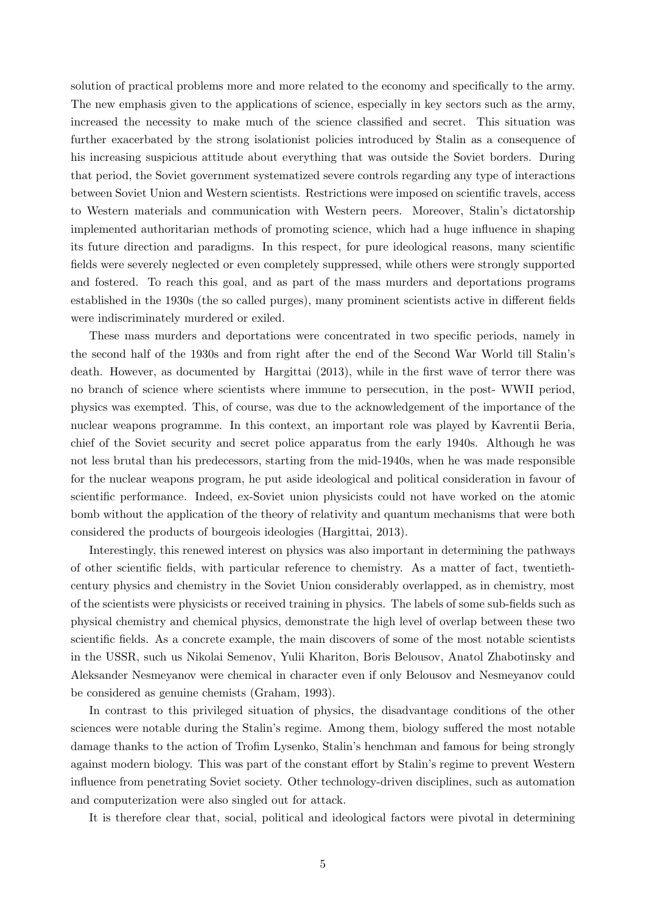solution of practical problems more and more related to the economy and specifically to the army. The new emphasis given to the applications of science, especially in key sectors such as the army, increased the necessity to make much of the science classified and secret. This situation was further exacerbated by the strong isolationist policies introduced by Stalin as a consequence of his increasing suspicious attitude about everything that was outside the Soviet borders. During that period, the Soviet government systematized severe controls regarding any type of interactions between Soviet Union and Western scientists. Restrictions were imposed on scientific travels, access to Western materials and communication with Western peers. Moreover, Stalin's dictatorship implemented authoritarian methods of promoting science, which had a huge influence in shaping its future direction and paradigms. In this respect, for pure ideological reasons, many scientific fields were severely neglected or even completely suppressed, while others were strongly supported and fostered. To reach this goal, and as part of the mass murders and deportations programs established in the 1930s (the so called purges), many prominent scientists active in different fields were indiscriminately murdered or exiled.

These mass murders and deportations were concentrated in two specific periods, namely in the second half of the 1930s and from right after the end of the Second War World till Stalin's death. However, as documented by Hargittai (2013), while in the first wave of terror there was no branch of science where scientists where immune to persecution, in the post- WWII period, physics was exempted. This, of course, was due to the acknowledgement of the importance of the nuclear weapons programme. In this context, an important role was played by Kavrentii Beria, chief of the Soviet security and secret police apparatus from the early 1940s. Although he was not less brutal than his predecessors, starting from the mid-1940s, when he was made responsible for the nuclear weapons program, he put aside ideological and political consideration in favour of scientific performance. Indeed, ex-Soviet union physicists could not have worked on the atomic bomb without the application of the theory of relativity and quantum mechanisms that were both considered the products of bourgeois ideologies (Hargittai, 2013).

Interestingly, this renewed interest on physics was also important in determining the pathways of other scientific fields, with particular reference to chemistry. As a matter of fact, twentieth-century physics and chemistry in the Soviet Union considerably overlapped, as in chemistry, most of the scientists were physicists or received training in physics. The labels of some sub-fields such as physical chemistry and chemical physics, demonstrate the high level of overlap between these two scientific fields. As a concrete example, the main discovers of some of the most notable scientists in the USSR, such us Nikolai Semenov, Yulii Khariton, Boris Belousov, Anatol Zhabotinsky and Aleksander Nesmeyanov were chemical in character even if only Belousov and Nesmeyanov could be considered as genuine chemists (Graham, 1993).

In contrast to this privileged situation of physics, the disadvantage conditions of the other sciences were notable during the Stalin's regime. Among them, biology suffered the most notable damage thanks to the action of Trofim Lysenko, Stalin's henchman and famous for being strongly against modern biology. This was part of the constant effort by Stalin's regime to prevent Western influence from penetrating Soviet society. Other technology-driven disciplines, such as automation and computerization were also singled out for attack.

It is therefore clear that, social, political and ideological factors were pivotal in determining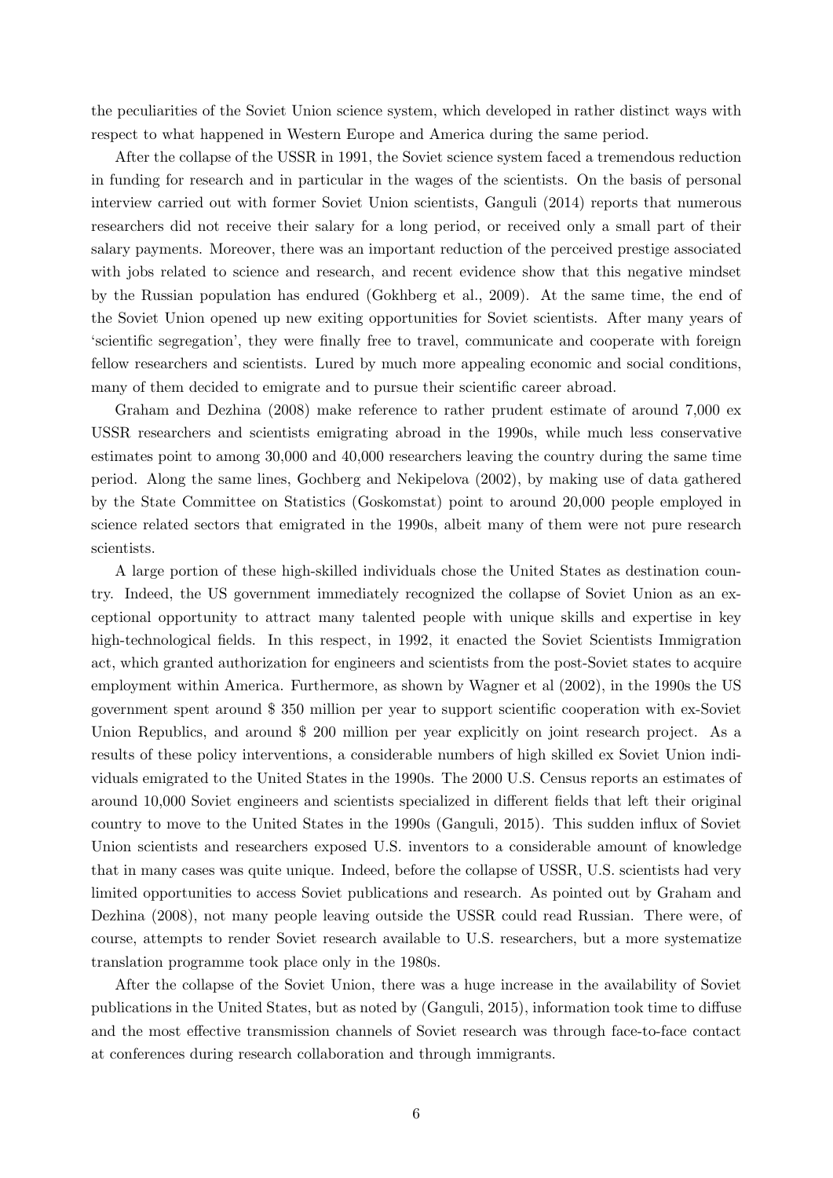the peculiarities of the Soviet Union science system, which developed in rather distinct ways with respect to what happened in Western Europe and America during the same period.

After the collapse of the USSR in 1991, the Soviet science system faced a tremendous reduction in funding for research and in particular in the wages of the scientists. On the basis of personal interview carried out with former Soviet Union scientists, Ganguli (2014) reports that numerous researchers did not receive their salary for a long period, or received only a small part of their salary payments. Moreover, there was an important reduction of the perceived prestige associated with jobs related to science and research, and recent evidence show that this negative mindset by the Russian population has endured (Gokhberg et al., 2009). At the same time, the end of the Soviet Union opened up new exiting opportunities for Soviet scientists. After many years of 'scientific segregation', they were finally free to travel, communicate and cooperate with foreign fellow researchers and scientists. Lured by much more appealing economic and social conditions, many of them decided to emigrate and to pursue their scientific career abroad.

Graham and Dezhina (2008) make reference to rather prudent estimate of around 7,000 ex USSR researchers and scientists emigrating abroad in the 1990s, while much less conservative estimates point to among 30,000 and 40,000 researchers leaving the country during the same time period. Along the same lines, Gochberg and Nekipelova (2002), by making use of data gathered by the State Committee on Statistics (Goskomstat) point to around 20,000 people employed in science related sectors that emigrated in the 1990s, albeit many of them were not pure research scientists.

A large portion of these high-skilled individuals chose the United States as destination country. Indeed, the US government immediately recognized the collapse of Soviet Union as an exceptional opportunity to attract many talented people with unique skills and expertise in key high-technological fields. In this respect, in 1992, it enacted the Soviet Scientists Immigration act, which granted authorization for engineers and scientists from the post-Soviet states to acquire employment within America. Furthermore, as shown by Wagner et al (2002), in the 1990s the US government spent around $ 350 million per year to support scientific cooperation with ex-Soviet Union Republics, and around $ 200 million per year explicitly on joint research project. As a results of these policy interventions, a considerable numbers of high skilled ex Soviet Union individuals emigrated to the United States in the 1990s. The 2000 U.S. Census reports an estimates of around 10,000 Soviet engineers and scientists specialized in different fields that left their original country to move to the United States in the 1990s (Ganguli, 2015). This sudden influx of Soviet Union scientists and researchers exposed U.S. inventors to a considerable amount of knowledge that in many cases was quite unique. Indeed, before the collapse of USSR, U.S. scientists had very limited opportunities to access Soviet publications and research. As pointed out by Graham and Dezhina (2008), not many people leaving outside the USSR could read Russian. There were, of course, attempts to render Soviet research available to U.S. researchers, but a more systematize translation programme took place only in the 1980s.

After the collapse of the Soviet Union, there was a huge increase in the availability of Soviet publications in the United States, but as noted by (Ganguli, 2015), information took time to diffuse and the most effective transmission channels of Soviet research was through face-to-face contact at conferences during research collaboration and through immigrants.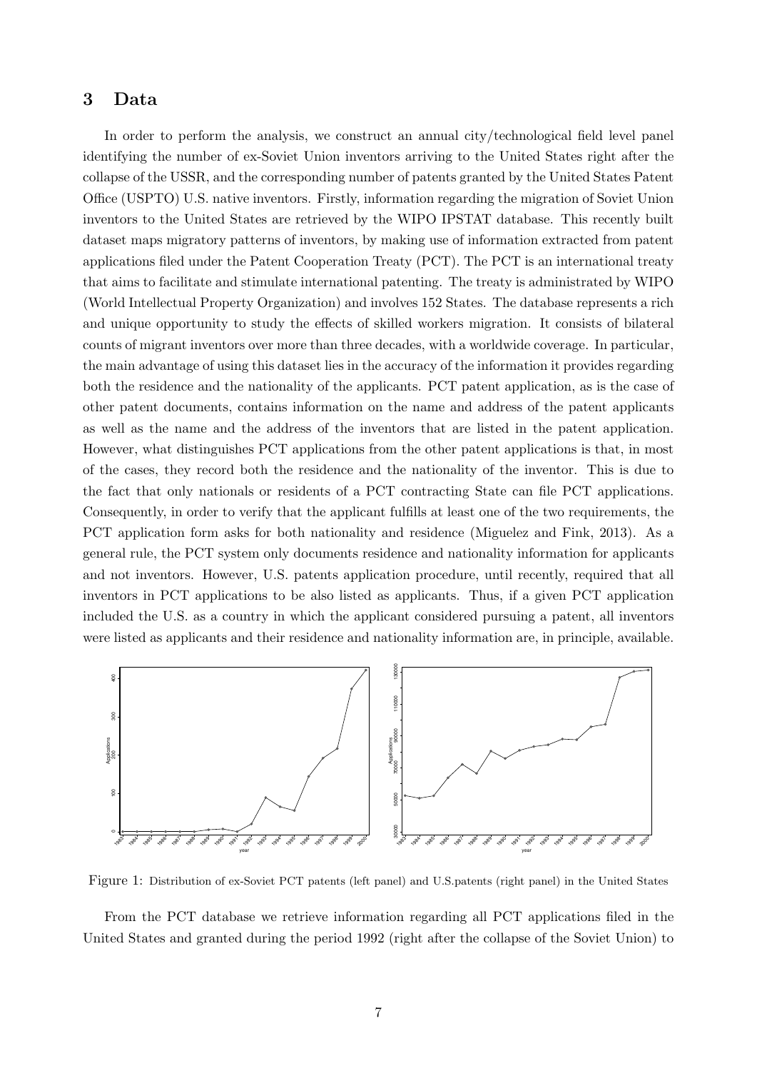## 3 Data

In order to perform the analysis, we construct an annual city/technological field level panel identifying the number of ex-Soviet Union inventors arriving to the United States right after the collapse of the USSR, and the corresponding number of patents granted by the United States Patent Office (USPTO) U.S. native inventors. Firstly, information regarding the migration of Soviet Union inventors to the United States are retrieved by the WIPO IPSTAT database. This recently built dataset maps migratory patterns of inventors, by making use of information extracted from patent applications filed under the Patent Cooperation Treaty (PCT). The PCT is an international treaty that aims to facilitate and stimulate international patenting. The treaty is administrated by WIPO (World Intellectual Property Organization) and involves 152 States. The database represents a rich and unique opportunity to study the effects of skilled workers migration. It consists of bilateral counts of migrant inventors over more than three decades, with a worldwide coverage. In particular, the main advantage of using this dataset lies in the accuracy of the information it provides regarding both the residence and the nationality of the applicants. PCT patent application, as is the case of other patent documents, contains information on the name and address of the patent applicants as well as the name and the address of the inventors that are listed in the patent application. However, what distinguishes PCT applications from the other patent applications is that, in most of the cases, they record both the residence and the nationality of the inventor. This is due to the fact that only nationals or residents of a PCT contracting State can file PCT applications. Consequently, in order to verify that the applicant fulfills at least one of the two requirements, the PCT application form asks for both nationality and residence (Miguelez and Fink, 2013). As a general rule, the PCT system only documents residence and nationality information for applicants and not inventors. However, U.S. patents application procedure, until recently, required that all inventors in PCT applications to be also listed as applicants. Thus, if a given PCT application included the U.S. as a country in which the applicant considered pursuing a patent, all inventors were listed as applicants and their residence and nationality information are, in principle, available.

Figure 1: Distribution of ex-Soviet PCT patents (left panel) and U.S.patents (right panel) in the United States

From the PCT database we retrieve information regarding all PCT applications filed in the United States and granted during the period 1992 (right after the collapse of the Soviet Union) to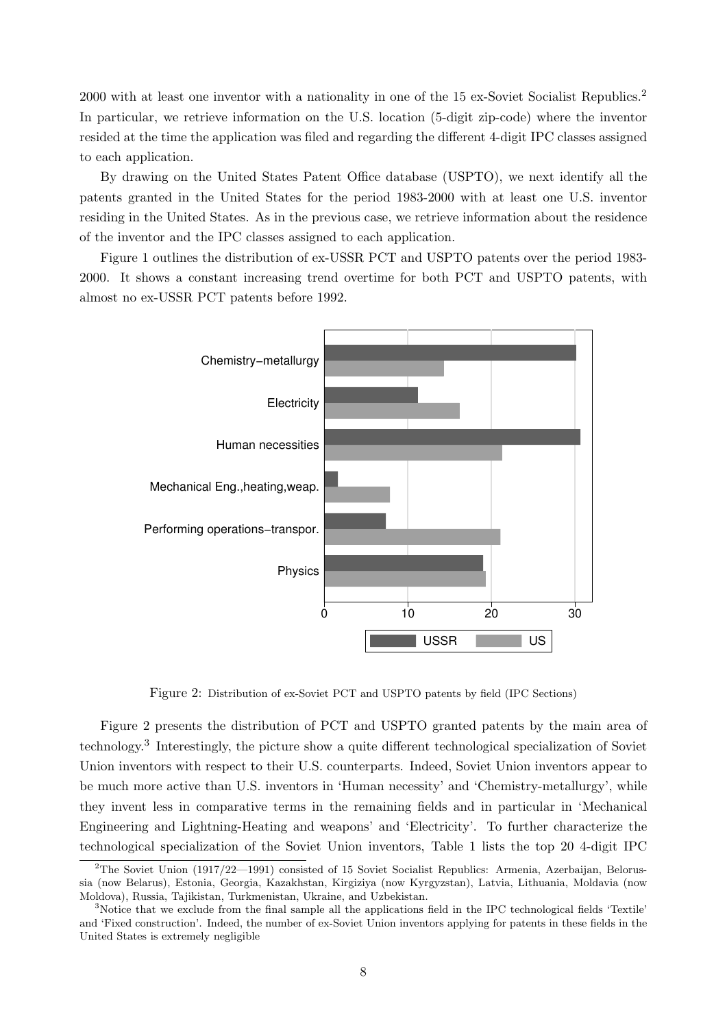2000 with at least one inventor with a nationality in one of the 15 ex-Soviet Socialist Republics.[2] In particular, we retrieve information on the U.S. location (5-digit zip-code) where the inventor resided at the time the application was filed and regarding the different 4-digit IPC classes assigned to each application.

By drawing on the United States Patent Office database (USPTO), we next identify all the patents granted in the United States for the period 1983-2000 with at least one U.S. inventor residing in the United States. As in the previous case, we retrieve information about the residence of the inventor and the IPC classes assigned to each application.

Figure 1 outlines the distribution of ex-USSR PCT and USPTO patents over the period 1983-2000. It shows a constant increasing trend overtime for both PCT and USPTO patents, with almost no ex-USSR PCT patents before 1992.

Figure 2: Distribution of ex-Soviet PCT and USPTO patents by field (IPC Sections)

Figure 2 presents the distribution of PCT and USPTO granted patents by the main area of technology.[3] Interestingly, the picture show a quite different technological specialization of Soviet Union inventors with respect to their U.S. counterparts. Indeed, Soviet Union inventors appear to be much more active than U.S. inventors in 'Human necessity' and 'Chemistry-metallurgy', while they invent less in comparative terms in the remaining fields and in particular in 'Mechanical Engineering and Lightning-Heating and weapons' and 'Electricity'. To further characterize the technological specialization of the Soviet Union inventors, Table 1 lists the top 20 4-digit IPC

[2]The Soviet Union (1917/22—1991) consisted of 15 Soviet Socialist Republics: Armenia, Azerbaijan, Belorussia (now Belarus), Estonia, Georgia, Kazakhstan, Kirgiziya (now Kyrgyzstan), Latvia, Lithuania, Moldavia (now Moldova), Russia, Tajikistan, Turkmenistan, Ukraine, and Uzbekistan.

[3]Notice that we exclude from the final sample all the applications field in the IPC technological fields 'Textile' and 'Fixed construction'. Indeed, the number of ex-Soviet Union inventors applying for patents in these fields in the United States is extremely negligible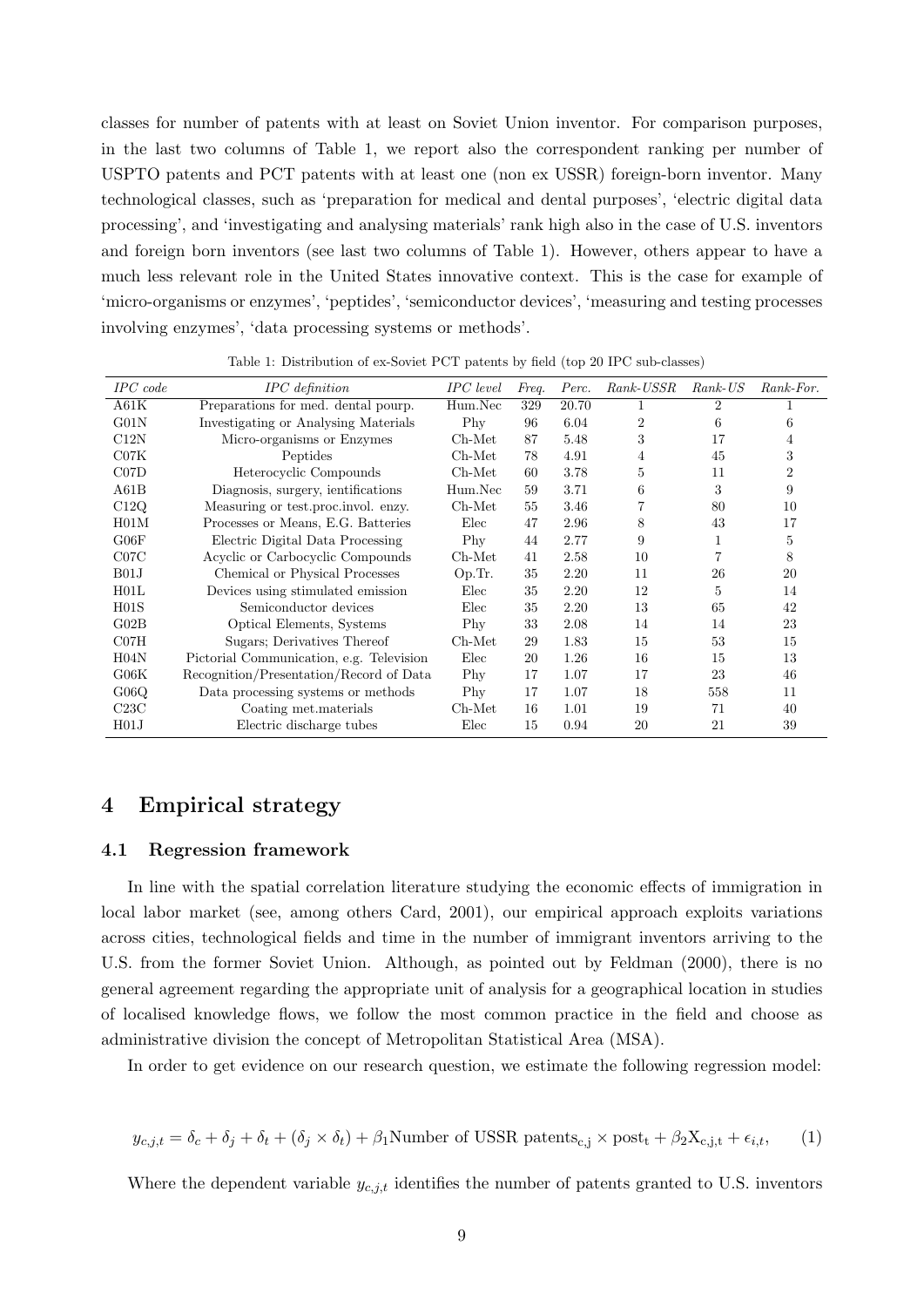classes for number of patents with at least on Soviet Union inventor. For comparison purposes, in the last two columns of Table 1, we report also the correspondent ranking per number of USPTO patents and PCT patents with at least one (non ex USSR) foreign-born inventor. Many technological classes, such as 'preparation for medical and dental purposes', 'electric digital data processing', and 'investigating and analysing materials' rank high also in the case of U.S. inventors and foreign born inventors (see last two columns of Table 1). However, others appear to have a much less relevant role in the United States innovative context. This is the case for example of 'micro-organisms or enzymes', 'peptides', 'semiconductor devices', 'measuring and testing processes involving enzymes', 'data processing systems or methods'.

Table 1: Distribution of ex-Soviet PCT patents by field (top 20 IPC sub-classes)

| *IPC code* | *IPC definition* | *IPC level* | *Freq.* | *Perc.* | *Rank-USSR* | *Rank-US* | *Rank-For.* |
|---|---|---|---|---|---|---|---|
| A61K | Preparations for med. dental pourp. | Hum.Nec | 329 | 20.70 | 1 | 2 | 1 |
| G01N | Investigating or Analysing Materials | Phy | 96 | 6.04 | 2 | 6 | 6 |
| C12N | Micro-organisms or Enzymes | Ch-Met | 87 | 5.48 | 3 | 17 | 4 |
| C07K | Peptides | Ch-Met | 78 | 4.91 | 4 | 45 | 3 |
| C07D | Heterocyclic Compounds | Ch-Met | 60 | 3.78 | 5 | 11 | 2 |
| A61B | Diagnosis, surgery, ientifications | Hum.Nec | 59 | 3.71 | 6 | 3 | 9 |
| C12Q | Measuring or test.proc.invol. enzy. | Ch-Met | 55 | 3.46 | 7 | 80 | 10 |
| H01M | Processes or Means, E.G. Batteries | Elec | 47 | 2.96 | 8 | 43 | 17 |
| G06F | Electric Digital Data Processing | Phy | 44 | 2.77 | 9 | 1 | 5 |
| C07C | Acyclic or Carbocyclic Compounds | Ch-Met | 41 | 2.58 | 10 | 7 | 8 |
| B01J | Chemical or Physical Processes | Op.Tr. | 35 | 2.20 | 11 | 26 | 20 |
| H01L | Devices using stimulated emission | Elec | 35 | 2.20 | 12 | 5 | 14 |
| H01S | Semiconductor devices | Elec | 35 | 2.20 | 13 | 65 | 42 |
| G02B | Optical Elements, Systems | Phy | 33 | 2.08 | 14 | 14 | 23 |
| C07H | Sugars; Derivatives Thereof | Ch-Met | 29 | 1.83 | 15 | 53 | 15 |
| H04N | Pictorial Communication, e.g. Television | Elec | 20 | 1.26 | 16 | 15 | 13 |
| G06K | Recognition/Presentation/Record of Data | Phy | 17 | 1.07 | 17 | 23 | 46 |
| G06Q | Data processing systems or methods | Phy | 17 | 1.07 | 18 | 558 | 11 |
| C23C | Coating met.materials | Ch-Met | 16 | 1.01 | 19 | 71 | 40 |
| H01J | Electric discharge tubes | Elec | 15 | 0.94 | 20 | 21 | 39 |

## 4 Empirical strategy

### 4.1 Regression framework

In line with the spatial correlation literature studying the economic effects of immigration in local labor market (see, among others Card, 2001), our empirical approach exploits variations across cities, technological fields and time in the number of immigrant inventors arriving to the U.S. from the former Soviet Union. Although, as pointed out by Feldman (2000), there is no general agreement regarding the appropriate unit of analysis for a geographical location in studies of localised knowledge flows, we follow the most common practice in the field and choose as administrative division the concept of Metropolitan Statistical Area (MSA).

In order to get evidence on our research question, we estimate the following regression model:

$$y_{c,j,t} = \delta_c + \delta_j + \delta_t + (\delta_j \times \delta_t) + \beta_1 \text{Number of USSR patents}_{c,j} \times \text{post}_t + \beta_2 X_{c,j,t} + \epsilon_{i,t}, \qquad (1)$$

Where the dependent variable $y_{c,j,t}$ identifies the number of patents granted to U.S. inventors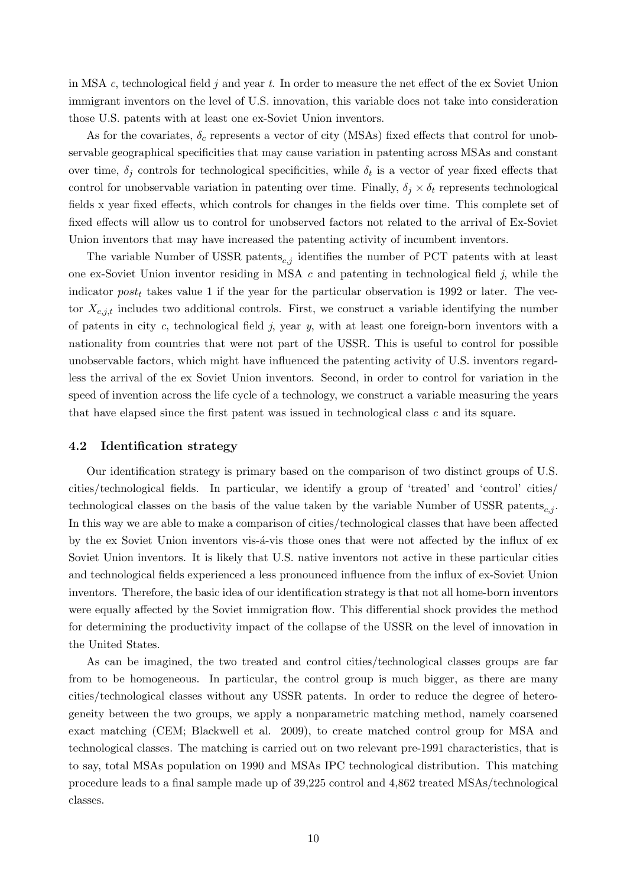in MSA $c$, technological field $j$ and year $t$. In order to measure the net effect of the ex Soviet Union immigrant inventors on the level of U.S. innovation, this variable does not take into consideration those U.S. patents with at least one ex-Soviet Union inventors.

As for the covariates, $\delta_c$ represents a vector of city (MSAs) fixed effects that control for unobservable geographical specificities that may cause variation in patenting across MSAs and constant over time, $\delta_j$ controls for technological specificities, while $\delta_t$ is a vector of year fixed effects that control for unobservable variation in patenting over time. Finally, $\delta_j \times \delta_t$ represents technological fields x year fixed effects, which controls for changes in the fields over time. This complete set of fixed effects will allow us to control for unobserved factors not related to the arrival of Ex-Soviet Union inventors that may have increased the patenting activity of incumbent inventors.

The variable Number of USSR patents$_{c,j}$ identifies the number of PCT patents with at least one ex-Soviet Union inventor residing in MSA $c$ and patenting in technological field $j$, while the indicator $post_t$ takes value 1 if the year for the particular observation is 1992 or later. The vector $X_{c,j,t}$ includes two additional controls. First, we construct a variable identifying the number of patents in city $c$, technological field $j$, year $y$, with at least one foreign-born inventors with a nationality from countries that were not part of the USSR. This is useful to control for possible unobservable factors, which might have influenced the patenting activity of U.S. inventors regardless the arrival of the ex Soviet Union inventors. Second, in order to control for variation in the speed of invention across the life cycle of a technology, we construct a variable measuring the years that have elapsed since the first patent was issued in technological class $c$ and its square.

### 4.2 Identification strategy

Our identification strategy is primary based on the comparison of two distinct groups of U.S. cities/technological fields. In particular, we identify a group of 'treated' and 'control' cities/ technological classes on the basis of the value taken by the variable Number of USSR patents$_{c,j}$. In this way we are able to make a comparison of cities/technological classes that have been affected by the ex Soviet Union inventors vis-á-vis those ones that were not affected by the influx of ex Soviet Union inventors. It is likely that U.S. native inventors not active in these particular cities and technological fields experienced a less pronounced influence from the influx of ex-Soviet Union inventors. Therefore, the basic idea of our identification strategy is that not all home-born inventors were equally affected by the Soviet immigration flow. This differential shock provides the method for determining the productivity impact of the collapse of the USSR on the level of innovation in the United States.

As can be imagined, the two treated and control cities/technological classes groups are far from to be homogeneous. In particular, the control group is much bigger, as there are many cities/technological classes without any USSR patents. In order to reduce the degree of heterogeneity between the two groups, we apply a nonparametric matching method, namely coarsened exact matching (CEM; Blackwell et al. 2009), to create matched control group for MSA and technological classes. The matching is carried out on two relevant pre-1991 characteristics, that is to say, total MSAs population on 1990 and MSAs IPC technological distribution. This matching procedure leads to a final sample made up of 39,225 control and 4,862 treated MSAs/technological classes.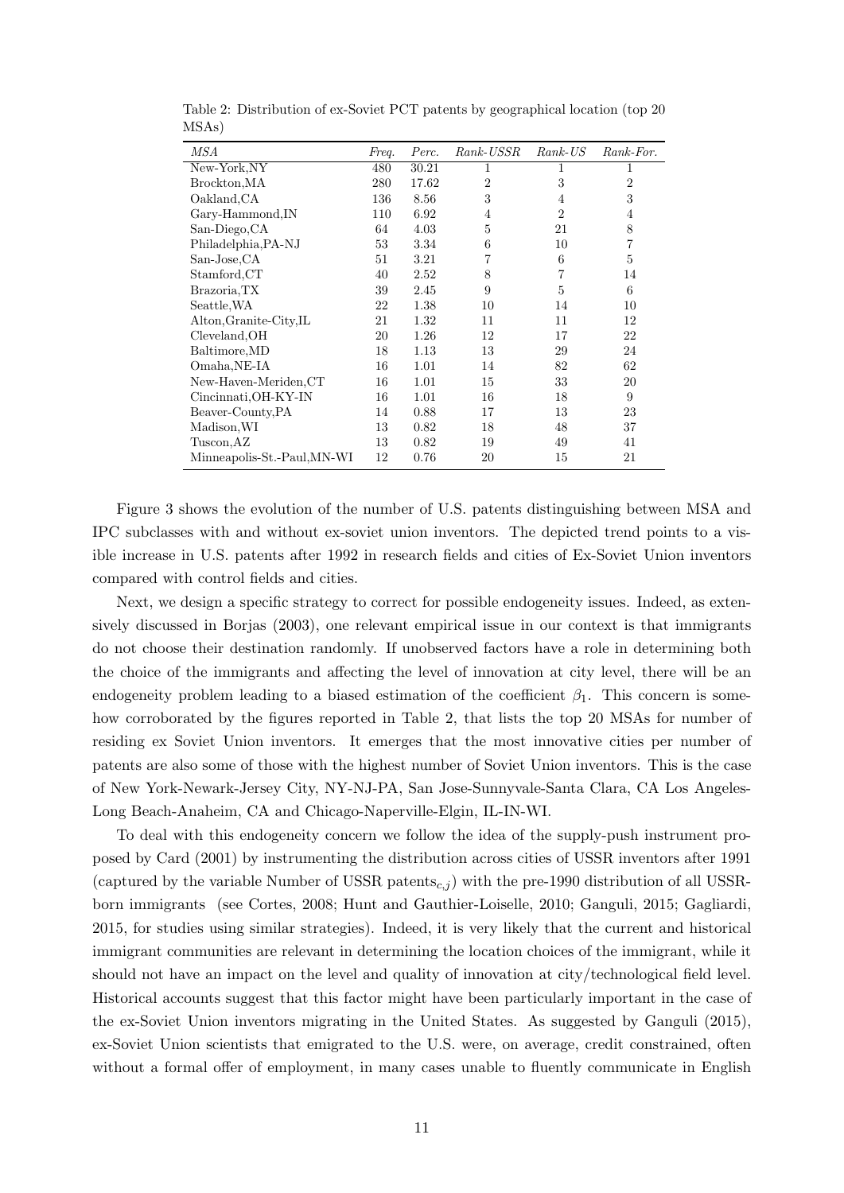Table 2: Distribution of ex-Soviet PCT patents by geographical location (top 20 MSAs)

| *MSA* | *Freq.* | *Perc.* | *Rank-USSR* | *Rank-US* | *Rank-For.* |
|---|---|---|---|---|---|
| New-York,NY | 480 | 30.21 | 1 | 1 | 1 |
| Brockton,MA | 280 | 17.62 | 2 | 3 | 2 |
| Oakland,CA | 136 | 8.56 | 3 | 4 | 3 |
| Gary-Hammond,IN | 110 | 6.92 | 4 | 2 | 4 |
| San-Diego,CA | 64 | 4.03 | 5 | 21 | 8 |
| Philadelphia,PA-NJ | 53 | 3.34 | 6 | 10 | 7 |
| San-Jose,CA | 51 | 3.21 | 7 | 6 | 5 |
| Stamford,CT | 40 | 2.52 | 8 | 7 | 14 |
| Brazoria,TX | 39 | 2.45 | 9 | 5 | 6 |
| Seattle,WA | 22 | 1.38 | 10 | 14 | 10 |
| Alton,Granite-City,IL | 21 | 1.32 | 11 | 11 | 12 |
| Cleveland,OH | 20 | 1.26 | 12 | 17 | 22 |
| Baltimore,MD | 18 | 1.13 | 13 | 29 | 24 |
| Omaha,NE-IA | 16 | 1.01 | 14 | 82 | 62 |
| New-Haven-Meriden,CT | 16 | 1.01 | 15 | 33 | 20 |
| Cincinnati,OH-KY-IN | 16 | 1.01 | 16 | 18 | 9 |
| Beaver-County,PA | 14 | 0.88 | 17 | 13 | 23 |
| Madison,WI | 13 | 0.82 | 18 | 48 | 37 |
| Tuscon,AZ | 13 | 0.82 | 19 | 49 | 41 |
| Minneapolis-St.-Paul,MN-WI | 12 | 0.76 | 20 | 15 | 21 |

Figure 3 shows the evolution of the number of U.S. patents distinguishing between MSA and IPC subclasses with and without ex-soviet union inventors. The depicted trend points to a visible increase in U.S. patents after 1992 in research fields and cities of Ex-Soviet Union inventors compared with control fields and cities.

Next, we design a specific strategy to correct for possible endogeneity issues. Indeed, as extensively discussed in Borjas (2003), one relevant empirical issue in our context is that immigrants do not choose their destination randomly. If unobserved factors have a role in determining both the choice of the immigrants and affecting the level of innovation at city level, there will be an endogeneity problem leading to a biased estimation of the coefficient $\beta_1$. This concern is somehow corroborated by the figures reported in Table 2, that lists the top 20 MSAs for number of residing ex Soviet Union inventors. It emerges that the most innovative cities per number of patents are also some of those with the highest number of Soviet Union inventors. This is the case of New York-Newark-Jersey City, NY-NJ-PA, San Jose-Sunnyvale-Santa Clara, CA Los Angeles-Long Beach-Anaheim, CA and Chicago-Naperville-Elgin, IL-IN-WI.

To deal with this endogeneity concern we follow the idea of the supply-push instrument proposed by Card (2001) by instrumenting the distribution across cities of USSR inventors after 1991 (captured by the variable Number of USSR patents$_{c,j}$) with the pre-1990 distribution of all USSR-born immigrants (see Cortes, 2008; Hunt and Gauthier-Loiselle, 2010; Ganguli, 2015; Gagliardi, 2015, for studies using similar strategies). Indeed, it is very likely that the current and historical immigrant communities are relevant in determining the location choices of the immigrant, while it should not have an impact on the level and quality of innovation at city/technological field level. Historical accounts suggest that this factor might have been particularly important in the case of the ex-Soviet Union inventors migrating in the United States. As suggested by Ganguli (2015), ex-Soviet Union scientists that emigrated to the U.S. were, on average, credit constrained, often without a formal offer of employment, in many cases unable to fluently communicate in English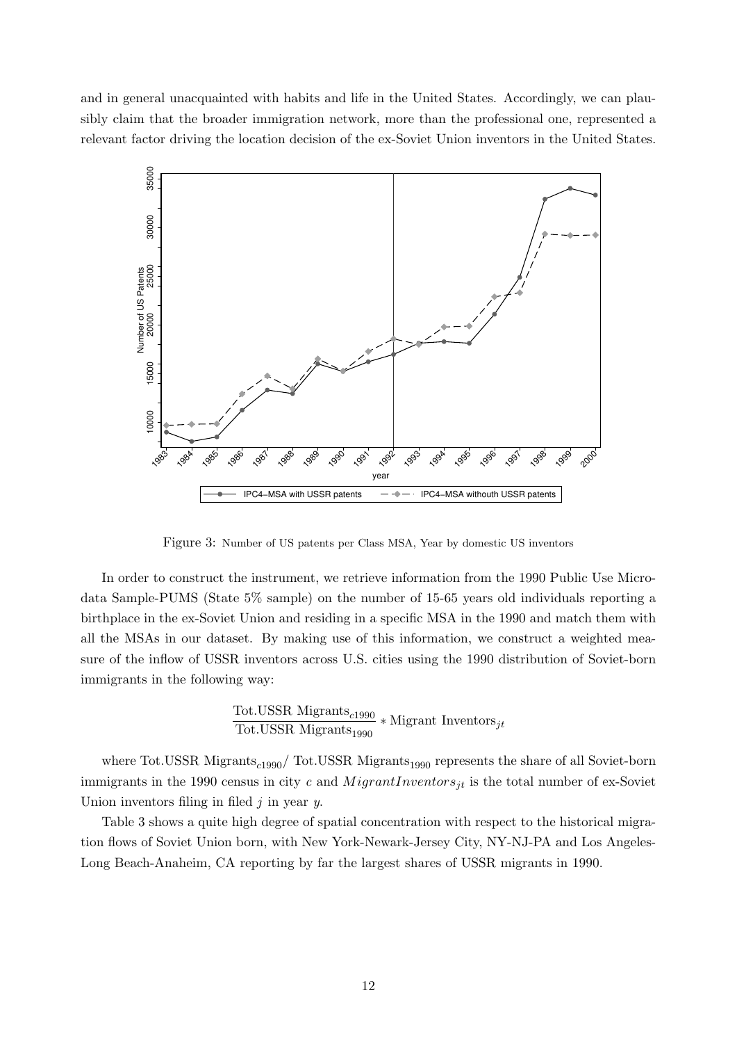and in general unacquainted with habits and life in the United States. Accordingly, we can plausibly claim that the broader immigration network, more than the professional one, represented a relevant factor driving the location decision of the ex-Soviet Union inventors in the United States.

Figure 3: Number of US patents per Class MSA, Year by domestic US inventors

In order to construct the instrument, we retrieve information from the 1990 Public Use Microdata Sample-PUMS (State 5% sample) on the number of 15-65 years old individuals reporting a birthplace in the ex-Soviet Union and residing in a specific MSA in the 1990 and match them with all the MSAs in our dataset. By making use of this information, we construct a weighted measure of the inflow of USSR inventors across U.S. cities using the 1990 distribution of Soviet-born immigrants in the following way:

$$\frac{\text{Tot.USSR Migrants}_{c1990}}{\text{Tot.USSR Migrants}_{1990}} * \text{Migrant Inventors}_{jt}$$

where Tot.USSR $\text{Migrants}_{c1990}$/ Tot.USSR $\text{Migrants}_{1990}$ represents the share of all Soviet-born immigrants in the 1990 census in city $c$ and $MigrantInventors_{jt}$ is the total number of ex-Soviet Union inventors filing in filed $j$ in year $y$.

Table 3 shows a quite high degree of spatial concentration with respect to the historical migration flows of Soviet Union born, with New York-Newark-Jersey City, NY-NJ-PA and Los Angeles-Long Beach-Anaheim, CA reporting by far the largest shares of USSR migrants in 1990.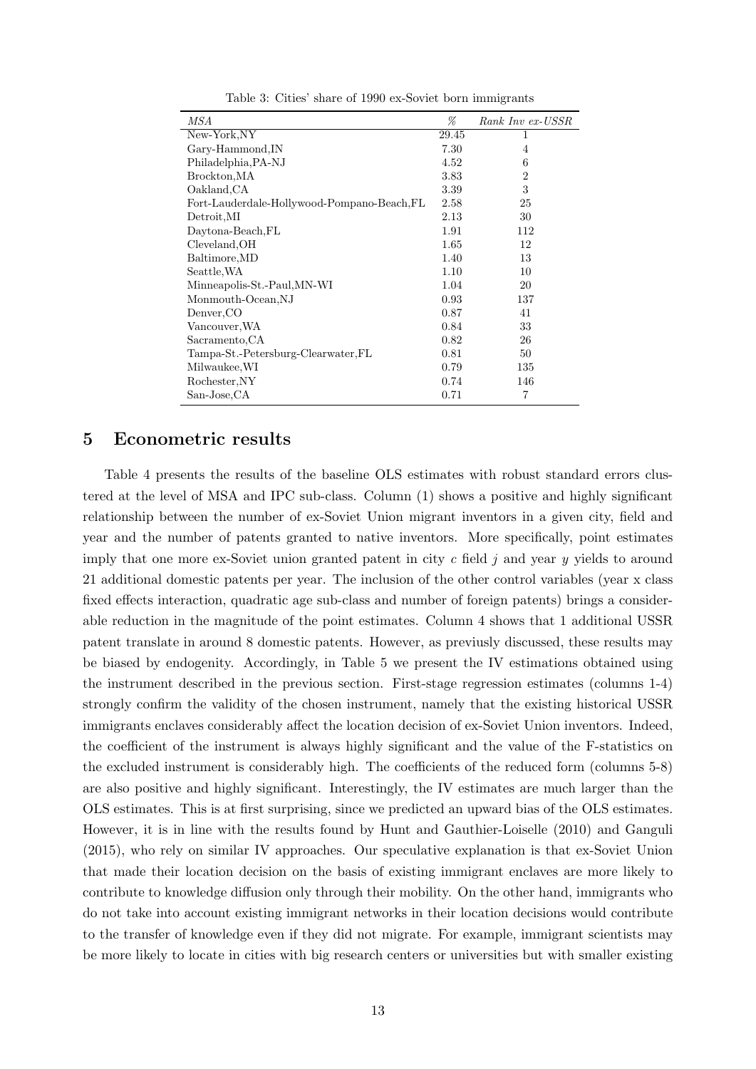Table 3: Cities' share of 1990 ex-Soviet born immigrants

| *MSA* | *%* | *Rank Inv ex-USSR* |
|---|---|---|
| New-York,NY | 29.45 | 1 |
| Gary-Hammond,IN | 7.30 | 4 |
| Philadelphia,PA-NJ | 4.52 | 6 |
| Brockton,MA | 3.83 | 2 |
| Oakland,CA | 3.39 | 3 |
| Fort-Lauderdale-Hollywood-Pompano-Beach,FL | 2.58 | 25 |
| Detroit,MI | 2.13 | 30 |
| Daytona-Beach,FL | 1.91 | 112 |
| Cleveland,OH | 1.65 | 12 |
| Baltimore,MD | 1.40 | 13 |
| Seattle,WA | 1.10 | 10 |
| Minneapolis-St.-Paul,MN-WI | 1.04 | 20 |
| Monmouth-Ocean,NJ | 0.93 | 137 |
| Denver,CO | 0.87 | 41 |
| Vancouver,WA | 0.84 | 33 |
| Sacramento,CA | 0.82 | 26 |
| Tampa-St.-Petersburg-Clearwater,FL | 0.81 | 50 |
| Milwaukee,WI | 0.79 | 135 |
| Rochester,NY | 0.74 | 146 |
| San-Jose,CA | 0.71 | 7 |

# 5 Econometric results

Table 4 presents the results of the baseline OLS estimates with robust standard errors clustered at the level of MSA and IPC sub-class. Column (1) shows a positive and highly significant relationship between the number of ex-Soviet Union migrant inventors in a given city, field and year and the number of patents granted to native inventors. More specifically, point estimates imply that one more ex-Soviet union granted patent in city $c$ field $j$ and year $y$ yields to around 21 additional domestic patents per year. The inclusion of the other control variables (year x class fixed effects interaction, quadratic age sub-class and number of foreign patents) brings a considerable reduction in the magnitude of the point estimates. Column 4 shows that 1 additional USSR patent translate in around 8 domestic patents. However, as previously discussed, these results may be biased by endogenity. Accordingly, in Table 5 we present the IV estimations obtained using the instrument described in the previous section. First-stage regression estimates (columns 1-4) strongly confirm the validity of the chosen instrument, namely that the existing historical USSR immigrants enclaves considerably affect the location decision of ex-Soviet Union inventors. Indeed, the coefficient of the instrument is always highly significant and the value of the F-statistics on the excluded instrument is considerably high. The coefficients of the reduced form (columns 5-8) are also positive and highly significant. Interestingly, the IV estimates are much larger than the OLS estimates. This is at first surprising, since we predicted an upward bias of the OLS estimates. However, it is in line with the results found by Hunt and Gauthier-Loiselle (2010) and Ganguli (2015), who rely on similar IV approaches. Our speculative explanation is that ex-Soviet Union that made their location decision on the basis of existing immigrant enclaves are more likely to contribute to knowledge diffusion only through their mobility. On the other hand, immigrants who do not take into account existing immigrant networks in their location decisions would contribute to the transfer of knowledge even if they did not migrate. For example, immigrant scientists may be more likely to locate in cities with big research centers or universities but with smaller existing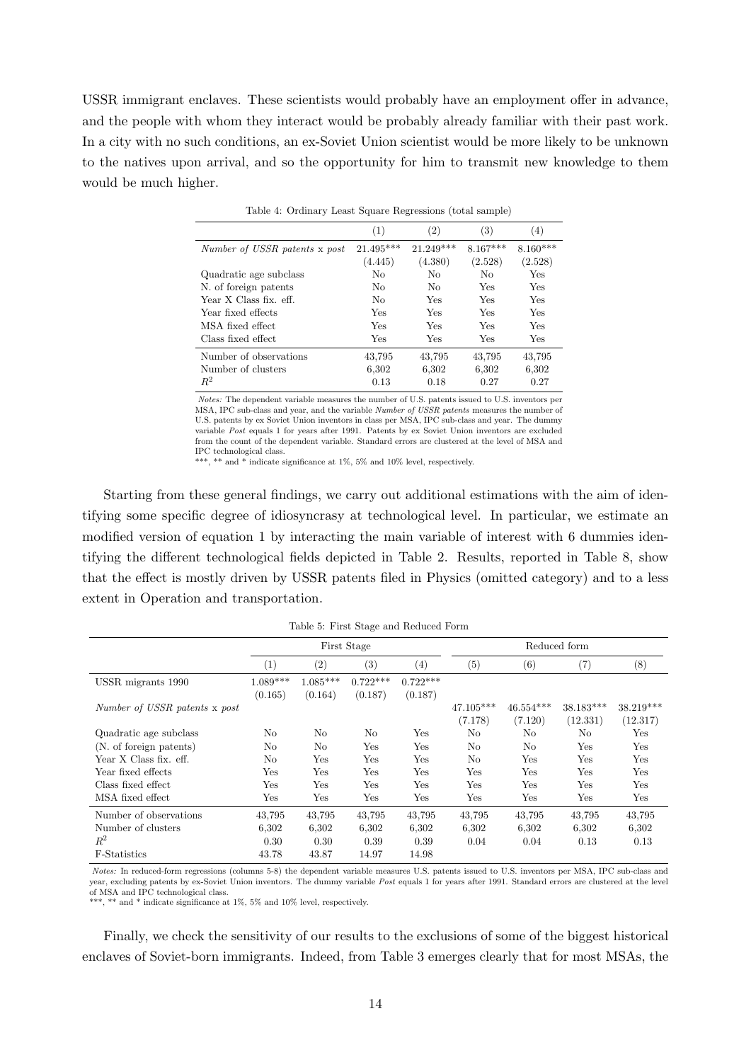USSR immigrant enclaves. These scientists would probably have an employment offer in advance, and the people with whom they interact would be probably already familiar with their past work. In a city with no such conditions, an ex-Soviet Union scientist would be more likely to be unknown to the natives upon arrival, and so the opportunity for him to transmit new knowledge to them would be much higher.

Table 4: Ordinary Least Square Regressions (total sample)

| | (1) | (2) | (3) | (4) |
|---|---|---|---|---|
| *Number of USSR patents* x *post* | 21.495*** | 21.249*** | 8.167*** | 8.160*** |
| | (4.445) | (4.380) | (2.528) | (2.528) |
| Quadratic age subclass | No | No | No | Yes |
| N. of foreign patents | No | No | Yes | Yes |
| Year X Class fix. eff. | No | Yes | Yes | Yes |
| Year fixed effects | Yes | Yes | Yes | Yes |
| MSA fixed effect | Yes | Yes | Yes | Yes |
| Class fixed effect | Yes | Yes | Yes | Yes |
| Number of observations | 43,795 | 43,795 | 43,795 | 43,795 |
| Number of clusters | 6,302 | 6,302 | 6,302 | 6,302 |
| $R^2$ | 0.13 | 0.18 | 0.27 | 0.27 |

*Notes:* The dependent variable measures the number of U.S. patents issued to U.S. inventors per MSA, IPC sub-class and year, and the variable *Number of USSR patents* measures the number of U.S. patents by ex Soviet Union inventors in class per MSA, IPC sub-class and year. The dummy variable *Post* equals 1 for years after 1991. Patents by ex Soviet Union inventors are excluded from the count of the dependent variable. Standard errors are clustered at the level of MSA and IPC technological class.
***, ** and * indicate significance at 1%, 5% and 10% level, respectively.

Starting from these general findings, we carry out additional estimations with the aim of identifying some specific degree of idiosyncrasy at technological level. In particular, we estimate an modified version of equation 1 by interacting the main variable of interest with 6 dummies identifying the different technological fields depicted in Table 2. Results, reported in Table 8, show that the effect is mostly driven by USSR patents filed in Physics (omitted category) and to a less extent in Operation and transportation.

Table 5: First Stage and Reduced Form

| | First Stage | | | | Reduced form | | | |
|---|---|---|---|---|---|---|---|---|
| | (1) | (2) | (3) | (4) | (5) | (6) | (7) | (8) |
| USSR migrants 1990 | 1.089*** | 1.085*** | 0.722*** | 0.722*** | | | | |
| | (0.165) | (0.164) | (0.187) | (0.187) | | | | |
| *Number of USSR patents* x *post* | | | | | 47.105*** | 46.554*** | 38.183*** | 38.219*** |
| | | | | | (7.178) | (7.120) | (12.331) | (12.317) |
| Quadratic age subclass | No | No | No | Yes | No | No | No | Yes |
| (N. of foreign patents) | No | No | Yes | Yes | No | No | Yes | Yes |
| Year X Class fix. eff. | No | Yes | Yes | Yes | No | Yes | Yes | Yes |
| Year fixed effects | Yes | Yes | Yes | Yes | Yes | Yes | Yes | Yes |
| Class fixed effect | Yes | Yes | Yes | Yes | Yes | Yes | Yes | Yes |
| MSA fixed effect | Yes | Yes | Yes | Yes | Yes | Yes | Yes | Yes |
| Number of observations | 43,795 | 43,795 | 43,795 | 43,795 | 43,795 | 43,795 | 43,795 | 43,795 |
| Number of clusters | 6,302 | 6,302 | 6,302 | 6,302 | 6,302 | 6,302 | 6,302 | 6,302 |
| $R^2$ | 0.30 | 0.30 | 0.39 | 0.39 | 0.04 | 0.04 | 0.13 | 0.13 |
| F-Statistics | 43.78 | 43.87 | 14.97 | 14.98 | | | | |

*Notes:* In reduced-form regressions (columns 5-8) the dependent variable measures U.S. patents issued to U.S. inventors per MSA, IPC sub-class and year, excluding patents by ex-Soviet Union inventors. The dummy variable *Post* equals 1 for years after 1991. Standard errors are clustered at the level of MSA and IPC technological class.
***, ** and * indicate significance at 1%, 5% and 10% level, respectively.

Finally, we check the sensitivity of our results to the exclusions of some of the biggest historical enclaves of Soviet-born immigrants. Indeed, from Table 3 emerges clearly that for most MSAs, the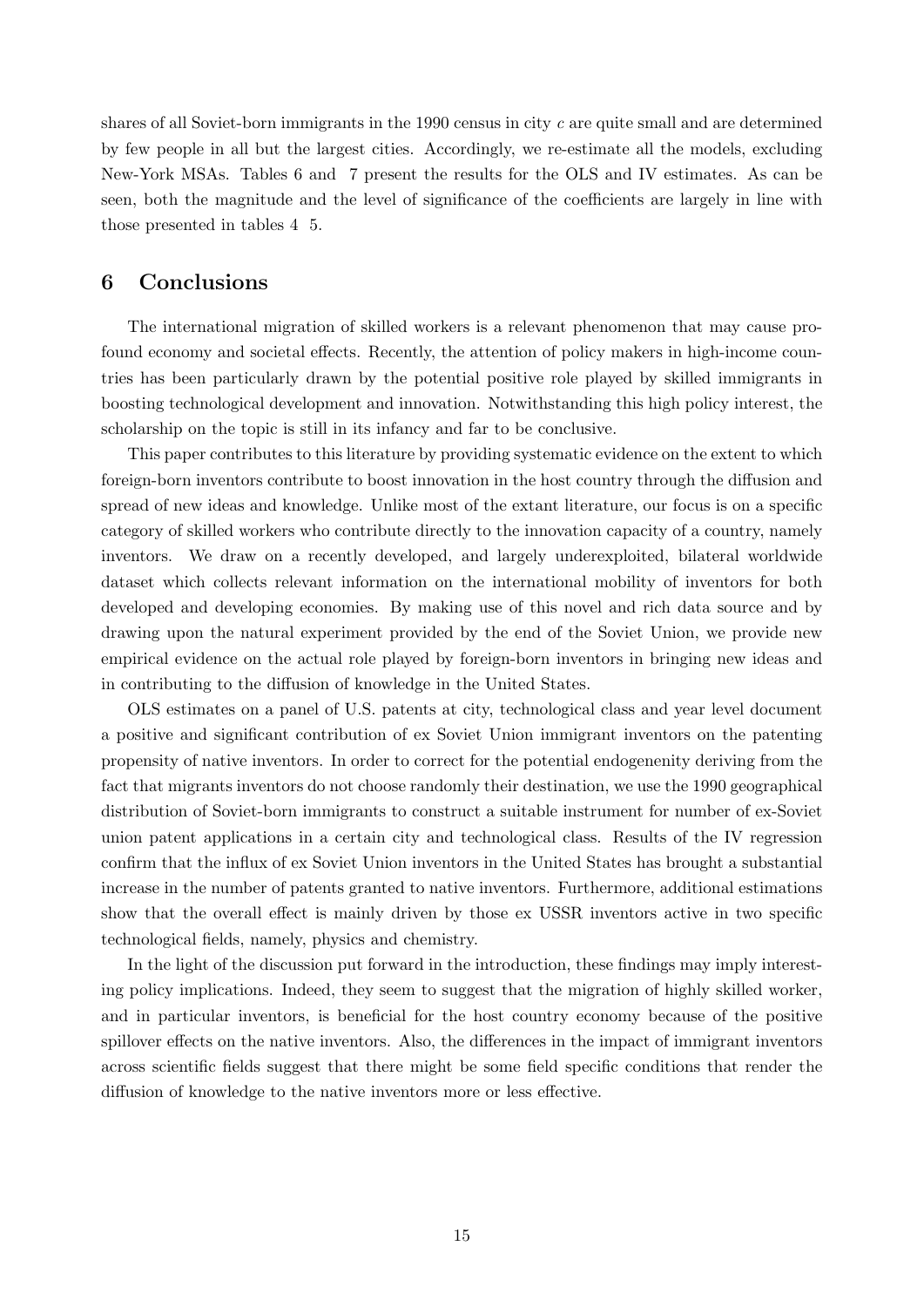shares of all Soviet-born immigrants in the 1990 census in city $c$ are quite small and are determined by few people in all but the largest cities. Accordingly, we re-estimate all the models, excluding New-York MSAs. Tables 6 and 7 present the results for the OLS and IV estimates. As can be seen, both the magnitude and the level of significance of the coefficients are largely in line with those presented in tables 4 5.

## 6 Conclusions

The international migration of skilled workers is a relevant phenomenon that may cause profound economy and societal effects. Recently, the attention of policy makers in high-income countries has been particularly drawn by the potential positive role played by skilled immigrants in boosting technological development and innovation. Notwithstanding this high policy interest, the scholarship on the topic is still in its infancy and far to be conclusive.

This paper contributes to this literature by providing systematic evidence on the extent to which foreign-born inventors contribute to boost innovation in the host country through the diffusion and spread of new ideas and knowledge. Unlike most of the extant literature, our focus is on a specific category of skilled workers who contribute directly to the innovation capacity of a country, namely inventors. We draw on a recently developed, and largely underexploited, bilateral worldwide dataset which collects relevant information on the international mobility of inventors for both developed and developing economies. By making use of this novel and rich data source and by drawing upon the natural experiment provided by the end of the Soviet Union, we provide new empirical evidence on the actual role played by foreign-born inventors in bringing new ideas and in contributing to the diffusion of knowledge in the United States.

OLS estimates on a panel of U.S. patents at city, technological class and year level document a positive and significant contribution of ex Soviet Union immigrant inventors on the patenting propensity of native inventors. In order to correct for the potential endogenenity deriving from the fact that migrants inventors do not choose randomly their destination, we use the 1990 geographical distribution of Soviet-born immigrants to construct a suitable instrument for number of ex-Soviet union patent applications in a certain city and technological class. Results of the IV regression confirm that the influx of ex Soviet Union inventors in the United States has brought a substantial increase in the number of patents granted to native inventors. Furthermore, additional estimations show that the overall effect is mainly driven by those ex USSR inventors active in two specific technological fields, namely, physics and chemistry.

In the light of the discussion put forward in the introduction, these findings may imply interesting policy implications. Indeed, they seem to suggest that the migration of highly skilled worker, and in particular inventors, is beneficial for the host country economy because of the positive spillover effects on the native inventors. Also, the differences in the impact of immigrant inventors across scientific fields suggest that there might be some field specific conditions that render the diffusion of knowledge to the native inventors more or less effective.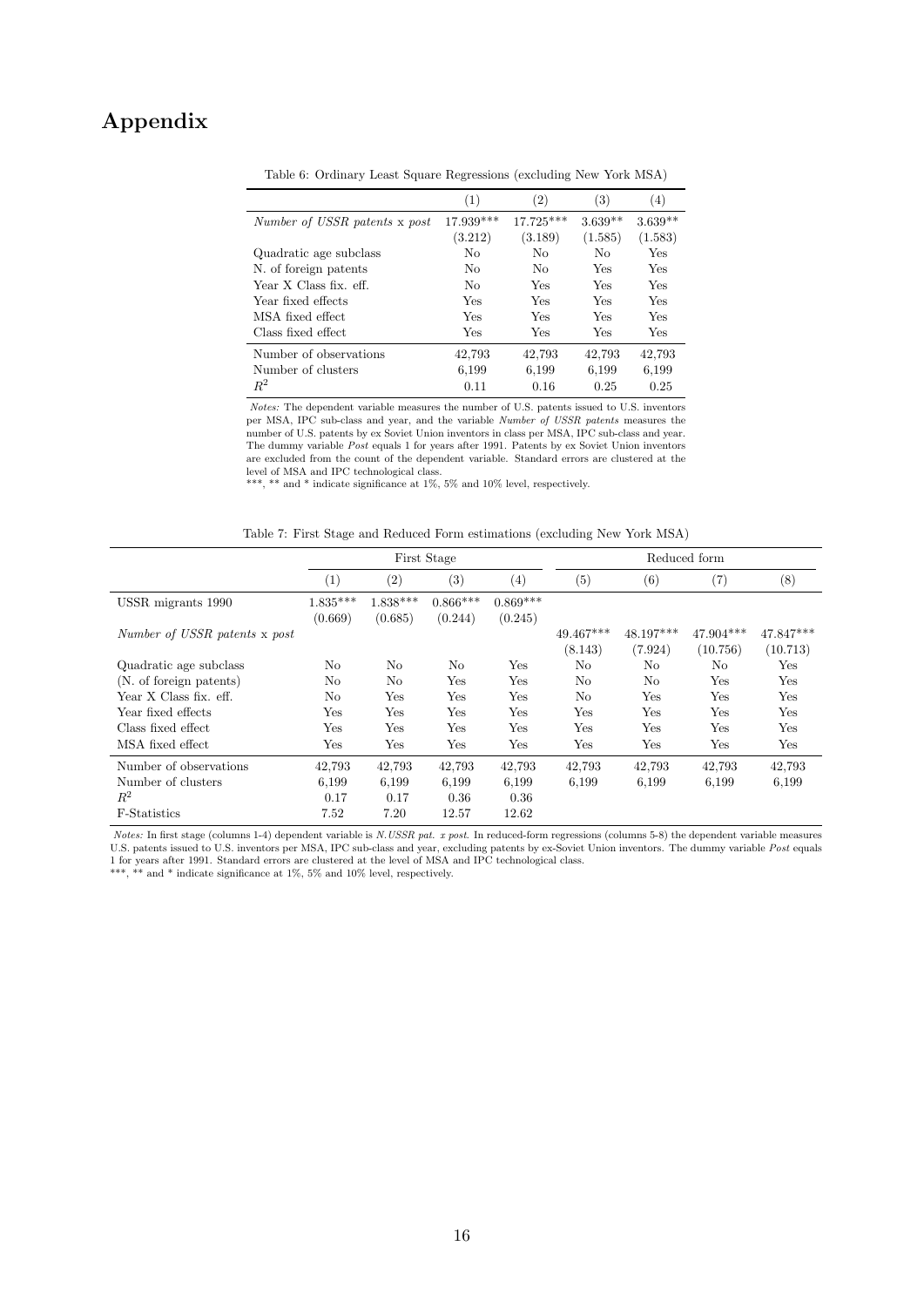# Appendix

Table 6: Ordinary Least Square Regressions (excluding New York MSA)

| | (1) | (2) | (3) | (4) |
|---|---|---|---|---|
| *Number of USSR patents* x *post* | 17.939*** | 17.725*** | 3.639** | 3.639** |
| | (3.212) | (3.189) | (1.585) | (1.583) |
| Quadratic age subclass | No | No | No | Yes |
| N. of foreign patents | No | No | Yes | Yes |
| Year X Class fix. eff. | No | Yes | Yes | Yes |
| Year fixed effects | Yes | Yes | Yes | Yes |
| MSA fixed effect | Yes | Yes | Yes | Yes |
| Class fixed effect | Yes | Yes | Yes | Yes |
| Number of observations | 42,793 | 42,793 | 42,793 | 42,793 |
| Number of clusters | 6,199 | 6,199 | 6,199 | 6,199 |
| $R^2$ | 0.11 | 0.16 | 0.25 | 0.25 |

*Notes:* The dependent variable measures the number of U.S. patents issued to U.S. inventors per MSA, IPC sub-class and year, and the variable *Number of USSR patents* measures the number of U.S. patents by ex Soviet Union inventors in class per MSA, IPC sub-class and year. The dummy variable *Post* equals 1 for years after 1991. Patents by ex Soviet Union inventors are excluded from the count of the dependent variable. Standard errors are clustered at the level of MSA and IPC technological class.
***, ** and * indicate significance at 1%, 5% and 10% level, respectively.

Table 7: First Stage and Reduced Form estimations (excluding New York MSA)

| | First Stage | | | | Reduced form | | | |
|---|---|---|---|---|---|---|---|---|
| | (1) | (2) | (3) | (4) | (5) | (6) | (7) | (8) |
| USSR migrants 1990 | 1.835*** | 1.838*** | 0.866*** | 0.869*** | | | | |
| | (0.669) | (0.685) | (0.244) | (0.245) | | | | |
| *Number of USSR patents* x *post* | | | | | 49.467*** | 48.197*** | 47.904*** | 47.847*** |
| | | | | | (8.143) | (7.924) | (10.756) | (10.713) |
| Quadratic age subclass | No | No | No | Yes | No | No | No | Yes |
| (N. of foreign patents) | No | No | Yes | Yes | No | No | Yes | Yes |
| Year X Class fix. eff. | No | Yes | Yes | Yes | No | Yes | Yes | Yes |
| Year fixed effects | Yes | Yes | Yes | Yes | Yes | Yes | Yes | Yes |
| Class fixed effect | Yes | Yes | Yes | Yes | Yes | Yes | Yes | Yes |
| MSA fixed effect | Yes | Yes | Yes | Yes | Yes | Yes | Yes | Yes |
| Number of observations | 42,793 | 42,793 | 42,793 | 42,793 | 42,793 | 42,793 | 42,793 | 42,793 |
| Number of clusters | 6,199 | 6,199 | 6,199 | 6,199 | 6,199 | 6,199 | 6,199 | 6,199 |
| $R^2$ | 0.17 | 0.17 | 0.36 | 0.36 | | | | |
| F-Statistics | 7.52 | 7.20 | 12.57 | 12.62 | | | | |

*Notes:* In first stage (columns 1-4) dependent variable is *N.USSR pat. x post*. In reduced-form regressions (columns 5-8) the dependent variable measures U.S. patents issued to U.S. inventors per MSA, IPC sub-class and year, excluding patents by ex-Soviet Union inventors. The dummy variable *Post* equals 1 for years after 1991. Standard errors are clustered at the level of MSA and IPC technological class.
***, ** and * indicate significance at 1%, 5% and 10% level, respectively.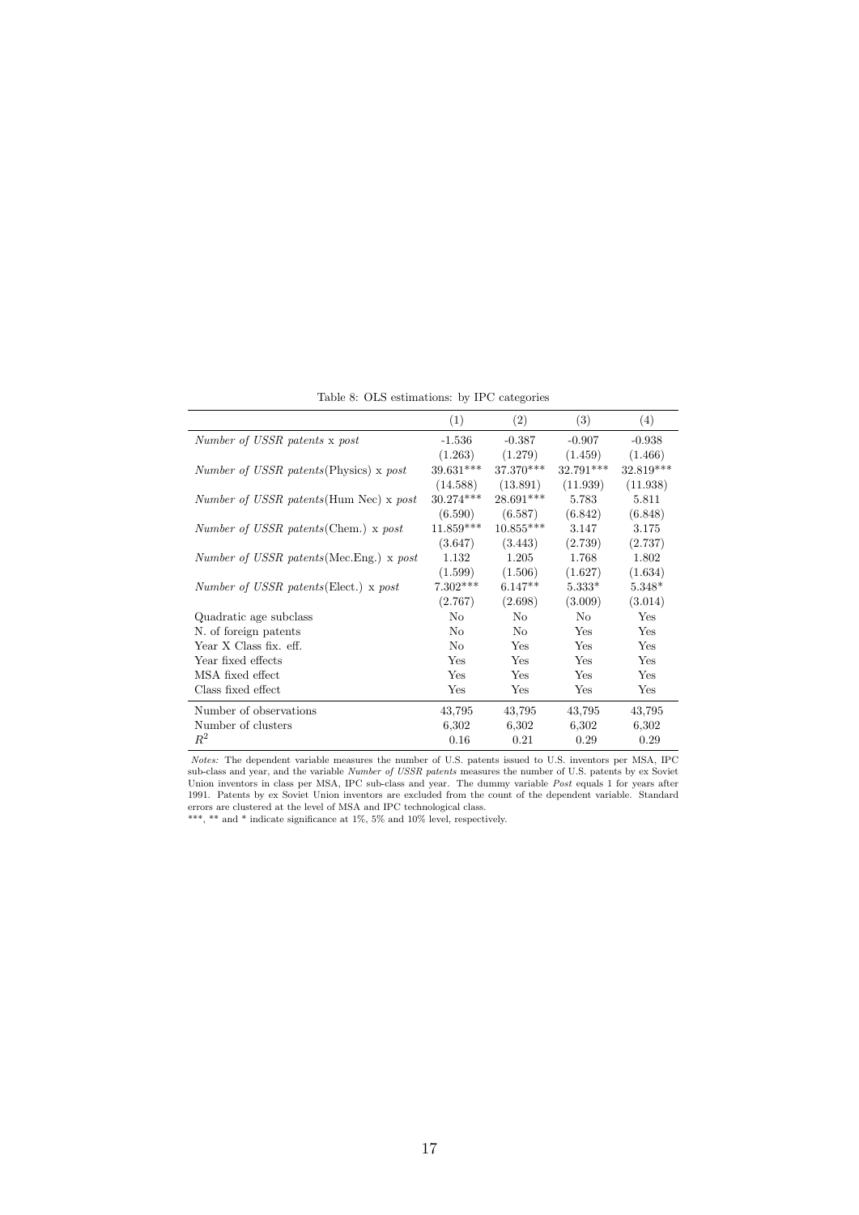Table 8: OLS estimations: by IPC categories

| | (1) | (2) | (3) | (4) |
|---|---|---|---|---|
| *Number of USSR patents* x *post* | -1.536 | -0.387 | -0.907 | -0.938 |
| | (1.263) | (1.279) | (1.459) | (1.466) |
| *Number of USSR patents*(Physics) x *post* | 39.631*** | 37.370*** | 32.791*** | 32.819*** |
| | (14.588) | (13.891) | (11.939) | (11.938) |
| *Number of USSR patents*(Hum Nec) x *post* | 30.274*** | 28.691*** | 5.783 | 5.811 |
| | (6.590) | (6.587) | (6.842) | (6.848) |
| *Number of USSR patents*(Chem.) x *post* | 11.859*** | 10.855*** | 3.147 | 3.175 |
| | (3.647) | (3.443) | (2.739) | (2.737) |
| *Number of USSR patents*(Mec.Eng.) x *post* | 1.132 | 1.205 | 1.768 | 1.802 |
| | (1.599) | (1.506) | (1.627) | (1.634) |
| *Number of USSR patents*(Elect.) x *post* | 7.302*** | 6.147** | 5.333* | 5.348* |
| | (2.767) | (2.698) | (3.009) | (3.014) |
| Quadratic age subclass | No | No | No | Yes |
| N. of foreign patents | No | No | Yes | Yes |
| Year X Class fix. eff. | No | Yes | Yes | Yes |
| Year fixed effects | Yes | Yes | Yes | Yes |
| MSA fixed effect | Yes | Yes | Yes | Yes |
| Class fixed effect | Yes | Yes | Yes | Yes |
| Number of observations | 43,795 | 43,795 | 43,795 | 43,795 |
| Number of clusters | 6,302 | 6,302 | 6,302 | 6,302 |
| $R^2$ | 0.16 | 0.21 | 0.29 | 0.29 |

*Notes:* The dependent variable measures the number of U.S. patents issued to U.S. inventors per MSA, IPC sub-class and year, and the variable *Number of USSR patents* measures the number of U.S. patents by ex Soviet Union inventors in class per MSA, IPC sub-class and year. The dummy variable *Post* equals 1 for years after 1991. Patents by ex Soviet Union inventors are excluded from the count of the dependent variable. Standard errors are clustered at the level of MSA and IPC technological class.

***, ** and * indicate significance at 1%, 5% and 10% level, respectively.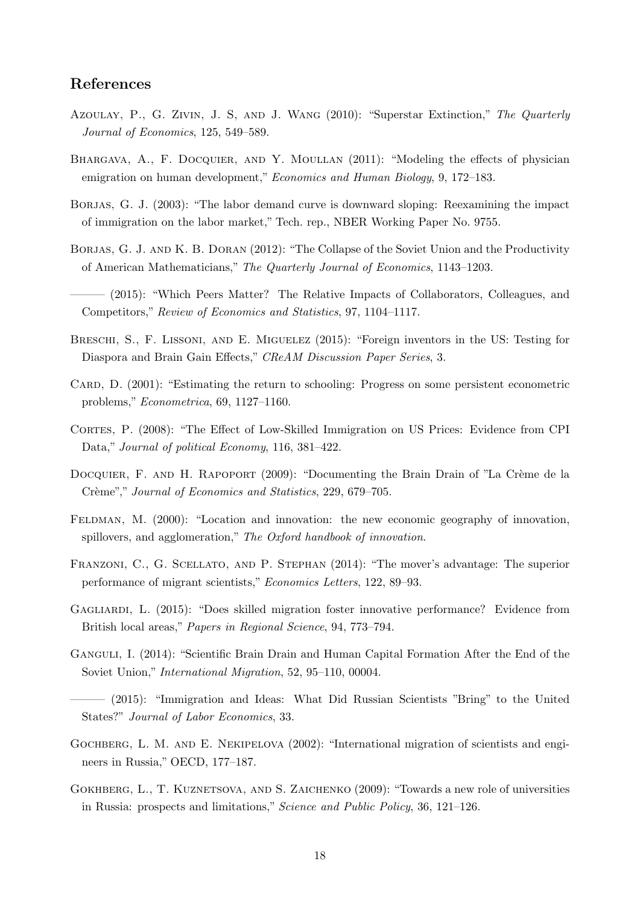## References

Azoulay, P., G. Zivin, J. S, and J. Wang (2010): "Superstar Extinction," *The Quarterly Journal of Economics*, 125, 549–589.

Bhargava, A., F. Docquier, and Y. Moullan (2011): "Modeling the effects of physician emigration on human development," *Economics and Human Biology*, 9, 172–183.

Borjas, G. J. (2003): "The labor demand curve is downward sloping: Reexamining the impact of immigration on the labor market," Tech. rep., NBER Working Paper No. 9755.

Borjas, G. J. and K. B. Doran (2012): "The Collapse of the Soviet Union and the Productivity of American Mathematicians," *The Quarterly Journal of Economics*, 1143–1203.

——— (2015): "Which Peers Matter? The Relative Impacts of Collaborators, Colleagues, and Competitors," *Review of Economics and Statistics*, 97, 1104–1117.

Breschi, S., F. Lissoni, and E. Miguelez (2015): "Foreign inventors in the US: Testing for Diaspora and Brain Gain Effects," *CReAM Discussion Paper Series*, 3.

Card, D. (2001): "Estimating the return to schooling: Progress on some persistent econometric problems," *Econometrica*, 69, 1127–1160.

Cortes, P. (2008): "The Effect of Low-Skilled Immigration on US Prices: Evidence from CPI Data," *Journal of political Economy*, 116, 381–422.

Docquier, F. and H. Rapoport (2009): "Documenting the Brain Drain of "La Crème de la Crème"," *Journal of Economics and Statistics*, 229, 679–705.

Feldman, M. (2000): "Location and innovation: the new economic geography of innovation, spillovers, and agglomeration," *The Oxford handbook of innovation*.

Franzoni, C., G. Scellato, and P. Stephan (2014): "The mover's advantage: The superior performance of migrant scientists," *Economics Letters*, 122, 89–93.

Gagliardi, L. (2015): "Does skilled migration foster innovative performance? Evidence from British local areas," *Papers in Regional Science*, 94, 773–794.

Ganguli, I. (2014): "Scientific Brain Drain and Human Capital Formation After the End of the Soviet Union," *International Migration*, 52, 95–110, 00004.

——— (2015): "Immigration and Ideas: What Did Russian Scientists "Bring" to the United States?" *Journal of Labor Economics*, 33.

Gochberg, L. M. and E. Nekipelova (2002): "International migration of scientists and engineers in Russia," OECD, 177–187.

Gokhberg, L., T. Kuznetsova, and S. Zaichenko (2009): "Towards a new role of universities in Russia: prospects and limitations," *Science and Public Policy*, 36, 121–126.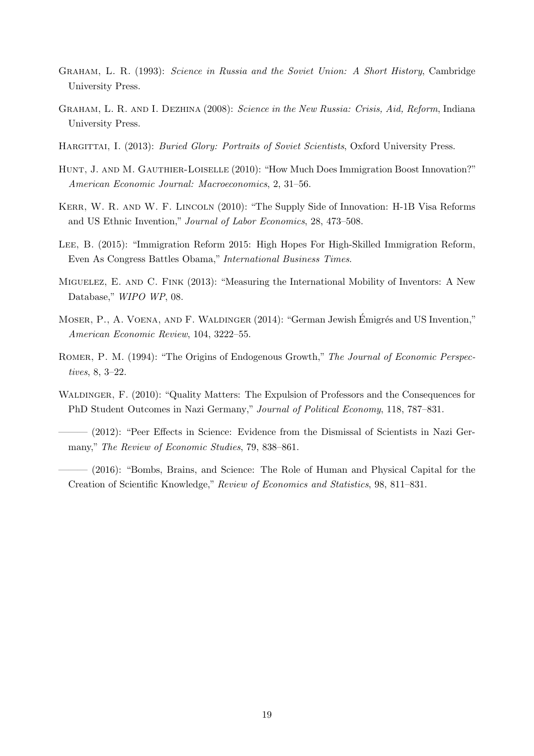Graham, L. R. (1993): *Science in Russia and the Soviet Union: A Short History*, Cambridge University Press.

Graham, L. R. and I. Dezhina (2008): *Science in the New Russia: Crisis, Aid, Reform*, Indiana University Press.

Hargittai, I. (2013): *Buried Glory: Portraits of Soviet Scientists*, Oxford University Press.

Hunt, J. and M. Gauthier-Loiselle (2010): "How Much Does Immigration Boost Innovation?" *American Economic Journal: Macroeconomics*, 2, 31–56.

Kerr, W. R. and W. F. Lincoln (2010): "The Supply Side of Innovation: H-1B Visa Reforms and US Ethnic Invention," *Journal of Labor Economics*, 28, 473–508.

Lee, B. (2015): "Immigration Reform 2015: High Hopes For High-Skilled Immigration Reform, Even As Congress Battles Obama," *International Business Times*.

Miguelez, E. and C. Fink (2013): "Measuring the International Mobility of Inventors: A New Database," *WIPO WP*, 08.

Moser, P., A. Voena, and F. Waldinger (2014): "German Jewish Émigrés and US Invention," *American Economic Review*, 104, 3222–55.

Romer, P. M. (1994): "The Origins of Endogenous Growth," *The Journal of Economic Perspectives*, 8, 3–22.

Waldinger, F. (2010): "Quality Matters: The Expulsion of Professors and the Consequences for PhD Student Outcomes in Nazi Germany," *Journal of Political Economy*, 118, 787–831.

——— (2012): "Peer Effects in Science: Evidence from the Dismissal of Scientists in Nazi Germany," *The Review of Economic Studies*, 79, 838–861.

——— (2016): "Bombs, Brains, and Science: The Role of Human and Physical Capital for the Creation of Scientific Knowledge," *Review of Economics and Statistics*, 98, 811–831.